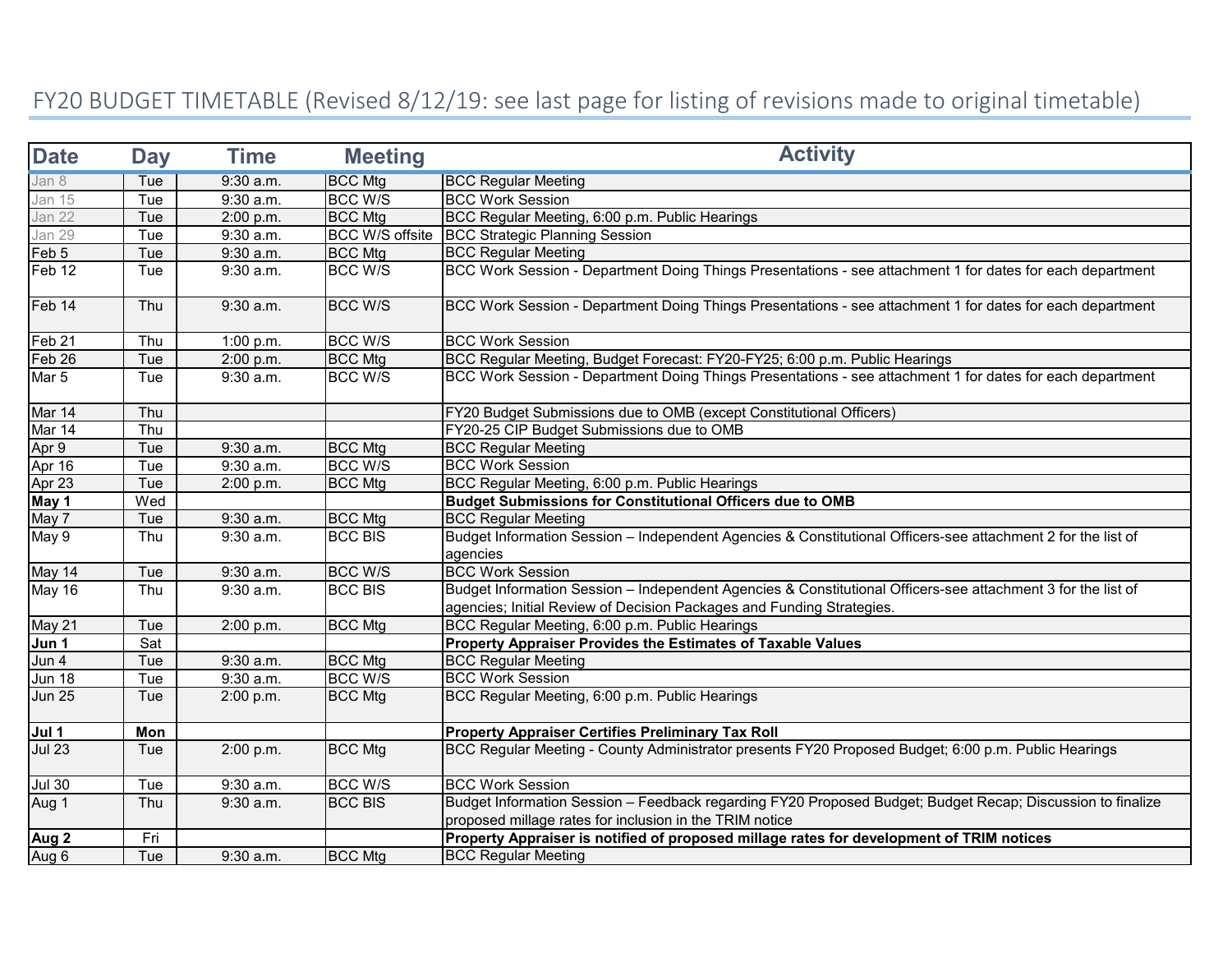# FY20 BUDGET TIMETABLE (Revised 8/12/19: see last page for listing of revisions made to original timetable)

| Date | Day | Time | Meeting | Activity |
|---|---|---|---|---|
| Jan 8 | Tue | 9:30 a.m. | BCC Mtg | BCC Regular Meeting |
| Jan 15 | Tue | 9:30 a.m. | BCC W/S | BCC Work Session |
| Jan 22 | Tue | 2:00 p.m. | BCC Mtg | BCC Regular Meeting, 6:00 p.m. Public Hearings |
| Jan 29 | Tue | 9:30 a.m. | BCC W/S offsite | BCC Strategic Planning Session |
| Feb 5 | Tue | 9:30 a.m. | BCC Mtg | BCC Regular Meeting |
| Feb 12 | Tue | 9:30 a.m. | BCC W/S | BCC Work Session - Department Doing Things Presentations - see attachment 1 for dates for each department |
| Feb 14 | Thu | 9:30 a.m. | BCC W/S | BCC Work Session - Department Doing Things Presentations - see attachment 1 for dates for each department |
| Feb 21 | Thu | 1:00 p.m. | BCC W/S | BCC Work Session |
| Feb 26 | Tue | 2:00 p.m. | BCC Mtg | BCC Regular Meeting, Budget Forecast: FY20-FY25; 6:00 p.m. Public Hearings |
| Mar 5 | Tue | 9:30 a.m. | BCC W/S | BCC Work Session - Department Doing Things Presentations - see attachment 1 for dates for each department |
| Mar 14 | Thu | | | FY20 Budget Submissions due to OMB (except Constitutional Officers) |
| Mar 14 | Thu | | | FY20-25 CIP Budget Submissions due to OMB |
| Apr 9 | Tue | 9:30 a.m. | BCC Mtg | BCC Regular Meeting |
| Apr 16 | Tue | 9:30 a.m. | BCC W/S | BCC Work Session |
| Apr 23 | Tue | 2:00 p.m. | BCC Mtg | BCC Regular Meeting, 6:00 p.m. Public Hearings |
| **May 1** | Wed | | | **Budget Submissions for Constitutional Officers due to OMB** |
| May 7 | Tue | 9:30 a.m. | BCC Mtg | BCC Regular Meeting |
| May 9 | Thu | 9:30 a.m. | BCC BIS | Budget Information Session – Independent Agencies & Constitutional Officers-see attachment 2 for the list of agencies |
| May 14 | Tue | 9:30 a.m. | BCC W/S | BCC Work Session |
| May 16 | Thu | 9:30 a.m. | BCC BIS | Budget Information Session – Independent Agencies & Constitutional Officers-see attachment 3 for the list of agencies; Initial Review of Decision Packages and Funding Strategies. |
| May 21 | Tue | 2:00 p.m. | BCC Mtg | BCC Regular Meeting, 6:00 p.m. Public Hearings |
| **Jun 1** | Sat | | | **Property Appraiser Provides the Estimates of Taxable Values** |
| Jun 4 | Tue | 9:30 a.m. | BCC Mtg | BCC Regular Meeting |
| Jun 18 | Tue | 9:30 a.m. | BCC W/S | BCC Work Session |
| Jun 25 | Tue | 2:00 p.m. | BCC Mtg | BCC Regular Meeting, 6:00 p.m. Public Hearings |
| **Jul 1** | **Mon** | | | **Property Appraiser Certifies Preliminary Tax Roll** |
| Jul 23 | Tue | 2:00 p.m. | BCC Mtg | BCC Regular Meeting - County Administrator presents FY20 Proposed Budget; 6:00 p.m. Public Hearings |
| Jul 30 | Tue | 9:30 a.m. | BCC W/S | BCC Work Session |
| Aug 1 | Thu | 9:30 a.m. | BCC BIS | Budget Information Session – Feedback regarding FY20 Proposed Budget; Budget Recap; Discussion to finalize proposed millage rates for inclusion in the TRIM notice |
| **Aug 2** | Fri | | | **Property Appraiser is notified of proposed millage rates for development of TRIM notices** |
| Aug 6 | Tue | 9:30 a.m. | BCC Mtg | BCC Regular Meeting |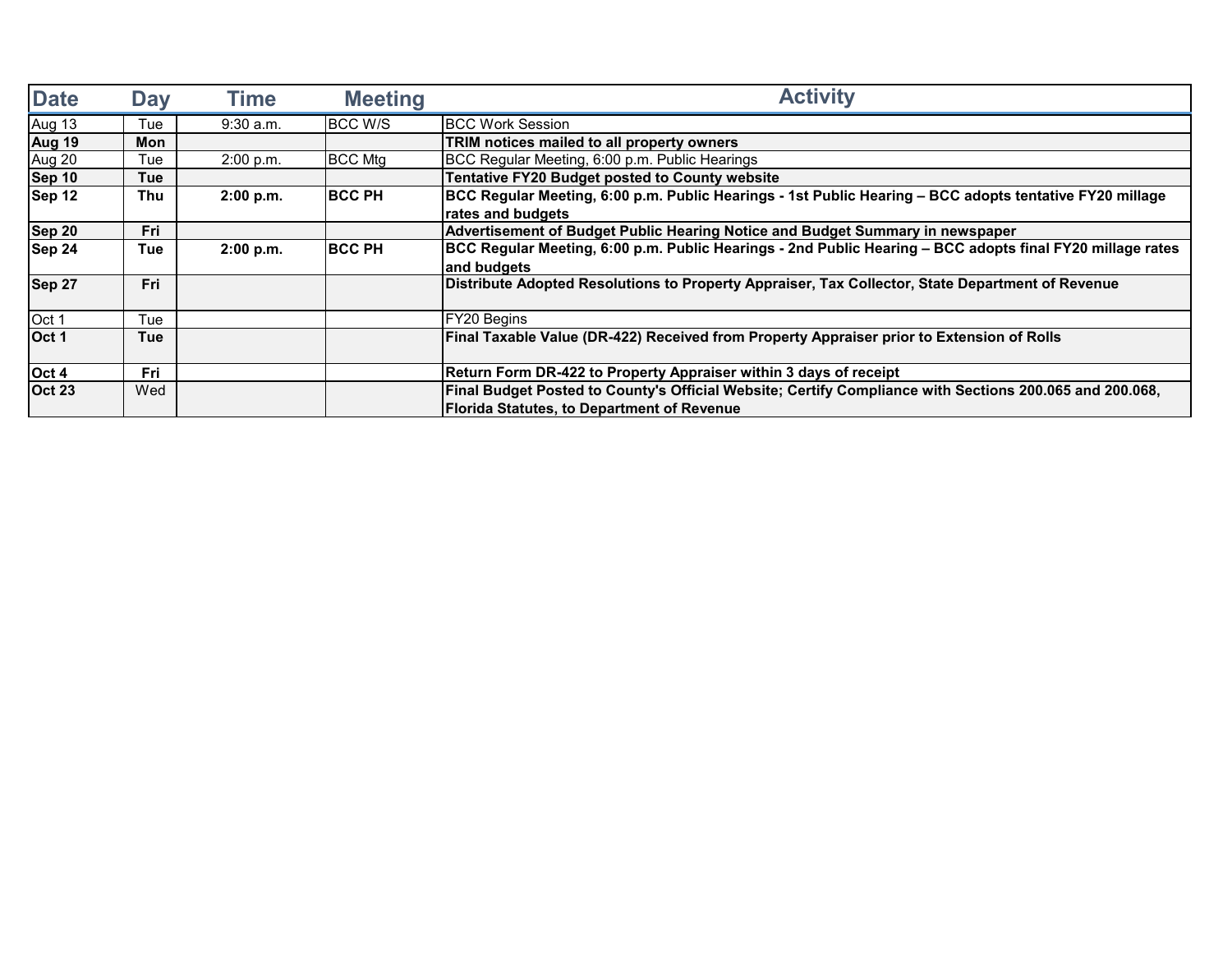| Date | Day | Time | Meeting | Activity |
|---|---|---|---|---|
| Aug 13 | Tue | 9:30 a.m. | BCC W/S | BCC Work Session |
| **Aug 19** | **Mon** | | | **TRIM notices mailed to all property owners** |
| Aug 20 | Tue | 2:00 p.m. | BCC Mtg | BCC Regular Meeting, 6:00 p.m. Public Hearings |
| **Sep 10** | **Tue** | | | **Tentative FY20 Budget posted to County website** |
| **Sep 12** | **Thu** | **2:00 p.m.** | **BCC PH** | **BCC Regular Meeting, 6:00 p.m. Public Hearings - 1st Public Hearing – BCC adopts tentative FY20 millage rates and budgets** |
| **Sep 20** | **Fri** | | | **Advertisement of Budget Public Hearing Notice and Budget Summary in newspaper** |
| **Sep 24** | **Tue** | **2:00 p.m.** | **BCC PH** | **BCC Regular Meeting, 6:00 p.m. Public Hearings - 2nd Public Hearing – BCC adopts final FY20 millage rates and budgets** |
| **Sep 27** | **Fri** | | | **Distribute Adopted Resolutions to Property Appraiser, Tax Collector, State Department of Revenue** |
| Oct 1 | Tue | | | FY20 Begins |
| **Oct 1** | **Tue** | | | **Final Taxable Value (DR-422) Received from Property Appraiser prior to Extension of Rolls** |
| **Oct 4** | **Fri** | | | **Return Form DR-422 to Property Appraiser within 3 days of receipt** |
| **Oct 23** | Wed | | | **Final Budget Posted to County's Official Website; Certify Compliance with Sections 200.065 and 200.068, Florida Statutes, to Department of Revenue** |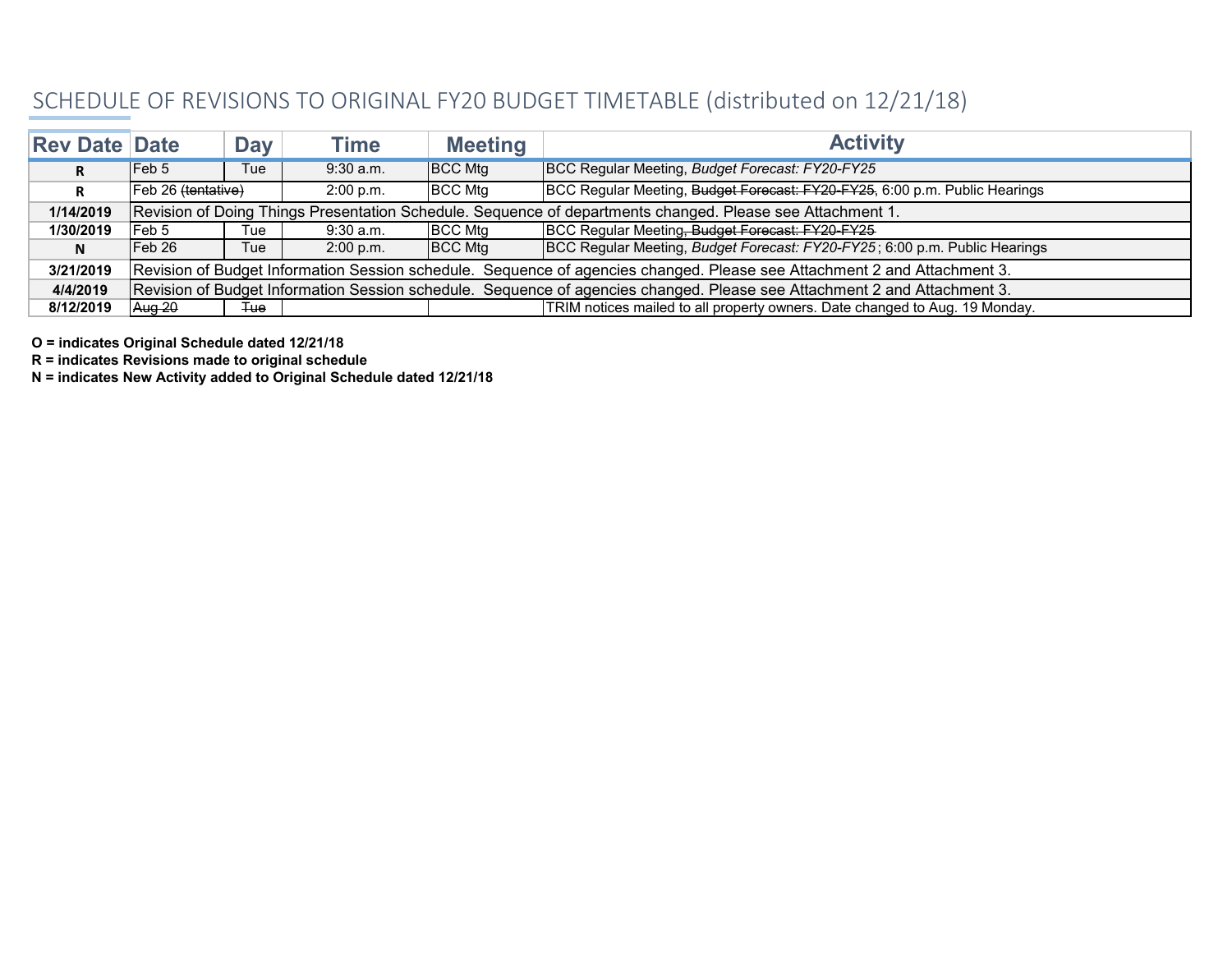# SCHEDULE OF REVISIONS TO ORIGINAL FY20 BUDGET TIMETABLE (distributed on 12/21/18)

| Rev Date | Date | Day | Time | Meeting | Activity |
|---|---|---|---|---|---|
| **R** | Feb 5 | Tue | 9:30 a.m. | BCC Mtg | BCC Regular Meeting, *Budget Forecast: FY20-FY25* |
| **R** | Feb 26 ~~(tentative)~~ | | 2:00 p.m. | BCC Mtg | BCC Regular Meeting, ~~Budget Forecast: FY20-FY25,~~ 6:00 p.m. Public Hearings |
| **1/14/2019** | Revision of Doing Things Presentation Schedule. Sequence of departments changed. Please see Attachment 1. | | | | |
| **1/30/2019** | Feb 5 | Tue | 9:30 a.m. | BCC Mtg | BCC Regular Meeting~~, Budget Forecast: FY20-FY25~~ |
| **N** | Feb 26 | Tue | 2:00 p.m. | BCC Mtg | BCC Regular Meeting, *Budget Forecast: FY20-FY25*; 6:00 p.m. Public Hearings |
| **3/21/2019** | Revision of Budget Information Session schedule. Sequence of agencies changed. Please see Attachment 2 and Attachment 3. | | | | |
| **4/4/2019** | Revision of Budget Information Session schedule. Sequence of agencies changed. Please see Attachment 2 and Attachment 3. | | | | |
| **8/12/2019** | ~~Aug 20~~ | ~~Tue~~ | | | TRIM notices mailed to all property owners. Date changed to Aug. 19 Monday. |

**O = indicates Original Schedule dated 12/21/18**

**R = indicates Revisions made to original schedule**

**N = indicates New Activity added to Original Schedule dated 12/21/18**